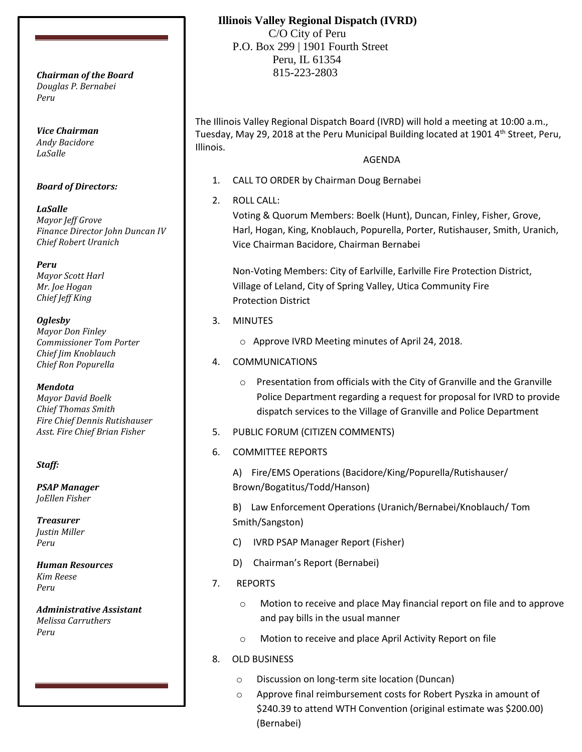**Illinois Valley Regional Dispatch (IVRD)**
C/O City of Peru
P.O. Box 299 | 1901 Fourth Street
Peru, IL 61354
815-223-2803

***Chairman of the Board***
*Douglas P. Bernabei*
*Peru*

***Vice Chairman***
*Andy Bacidore*
*LaSalle*

***Board of Directors:***

***LaSalle***
*Mayor Jeff Grove*
*Finance Director John Duncan IV*
*Chief Robert Uranich*

***Peru***
*Mayor Scott Harl*
*Mr. Joe Hogan*
*Chief Jeff King*

***Oglesby***
*Mayor Don Finley*
*Commissioner Tom Porter*
*Chief Jim Knoblauch*
*Chief Ron Popurella*

***Mendota***
*Mayor David Boelk*
*Chief Thomas Smith*
*Fire Chief Dennis Rutishauser*
*Asst. Fire Chief Brian Fisher*

***Staff:***

***PSAP Manager***
*JoEllen Fisher*

***Treasurer***
*Justin Miller*
*Peru*

***Human Resources***
*Kim Reese*
*Peru*

***Administrative Assistant***
*Melissa Carruthers*
*Peru*

The Illinois Valley Regional Dispatch Board (IVRD) will hold a meeting at 10:00 a.m., Tuesday, May 29, 2018 at the Peru Municipal Building located at 1901 4th Street, Peru, Illinois.

AGENDA

1. CALL TO ORDER by Chairman Doug Bernabei
2. ROLL CALL:
   Voting & Quorum Members: Boelk (Hunt), Duncan, Finley, Fisher, Grove, Harl, Hogan, King, Knoblauch, Popurella, Porter, Rutishauser, Smith, Uranich, Vice Chairman Bacidore, Chairman Bernabei

   Non-Voting Members: City of Earlville, Earlville Fire Protection District, Village of Leland, City of Spring Valley, Utica Community Fire Protection District
3. MINUTES
   - Approve IVRD Meeting minutes of April 24, 2018.
4. COMMUNICATIONS
   - Presentation from officials with the City of Granville and the Granville Police Department regarding a request for proposal for IVRD to provide dispatch services to the Village of Granville and Police Department
5. PUBLIC FORUM (CITIZEN COMMENTS)
6. COMMITTEE REPORTS

   A) Fire/EMS Operations (Bacidore/King/Popurella/Rutishauser/Brown/Bogatitus/Todd/Hanson)

   B) Law Enforcement Operations (Uranich/Bernabei/Knoblauch/ Tom Smith/Sangston)

   C) IVRD PSAP Manager Report (Fisher)

   D) Chairman's Report (Bernabei)
7. REPORTS
   - Motion to receive and place May financial report on file and to approve and pay bills in the usual manner
   - Motion to receive and place April Activity Report on file
8. OLD BUSINESS
   - Discussion on long-term site location (Duncan)
   - Approve final reimbursement costs for Robert Pyszka in amount of $240.39 to attend WTH Convention (original estimate was $200.00) (Bernabei)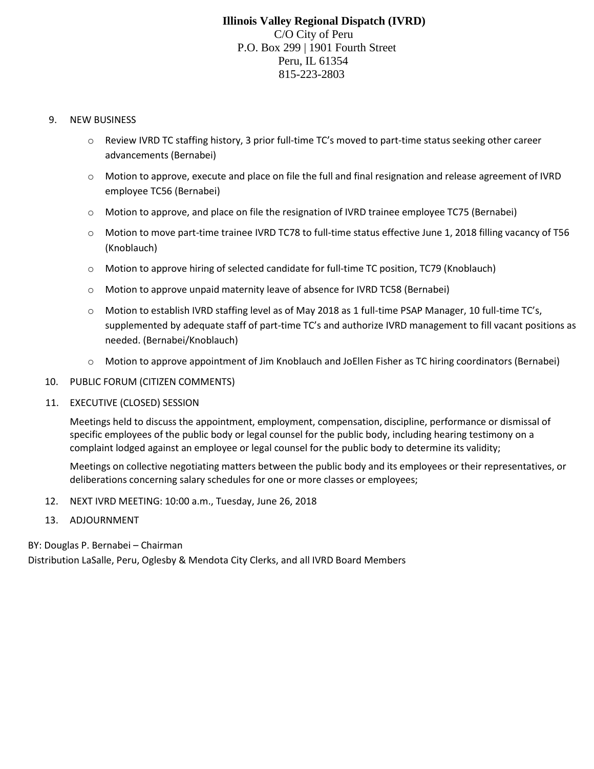**Illinois Valley Regional Dispatch (IVRD)**
C/O City of Peru
P.O. Box 299 | 1901 Fourth Street
Peru, IL 61354
815-223-2803

9. NEW BUSINESS

    - Review IVRD TC staffing history, 3 prior full-time TC's moved to part-time status seeking other career advancements (Bernabei)
    - Motion to approve, execute and place on file the full and final resignation and release agreement of IVRD employee TC56 (Bernabei)
    - Motion to approve, and place on file the resignation of IVRD trainee employee TC75 (Bernabei)
    - Motion to move part-time trainee IVRD TC78 to full-time status effective June 1, 2018 filling vacancy of T56 (Knoblauch)
    - Motion to approve hiring of selected candidate for full-time TC position, TC79 (Knoblauch)
    - Motion to approve unpaid maternity leave of absence for IVRD TC58 (Bernabei)
    - Motion to establish IVRD staffing level as of May 2018 as 1 full-time PSAP Manager, 10 full-time TC's, supplemented by adequate staff of part-time TC's and authorize IVRD management to fill vacant positions as needed. (Bernabei/Knoblauch)
    - Motion to approve appointment of Jim Knoblauch and JoEllen Fisher as TC hiring coordinators (Bernabei)

10. PUBLIC FORUM (CITIZEN COMMENTS)

11. EXECUTIVE (CLOSED) SESSION

    Meetings held to discuss the appointment, employment, compensation, discipline, performance or dismissal of specific employees of the public body or legal counsel for the public body, including hearing testimony on a complaint lodged against an employee or legal counsel for the public body to determine its validity;

    Meetings on collective negotiating matters between the public body and its employees or their representatives, or deliberations concerning salary schedules for one or more classes or employees;

12. NEXT IVRD MEETING: 10:00 a.m., Tuesday, June 26, 2018

13. ADJOURNMENT

BY: Douglas P. Bernabei – Chairman
Distribution LaSalle, Peru, Oglesby & Mendota City Clerks, and all IVRD Board Members